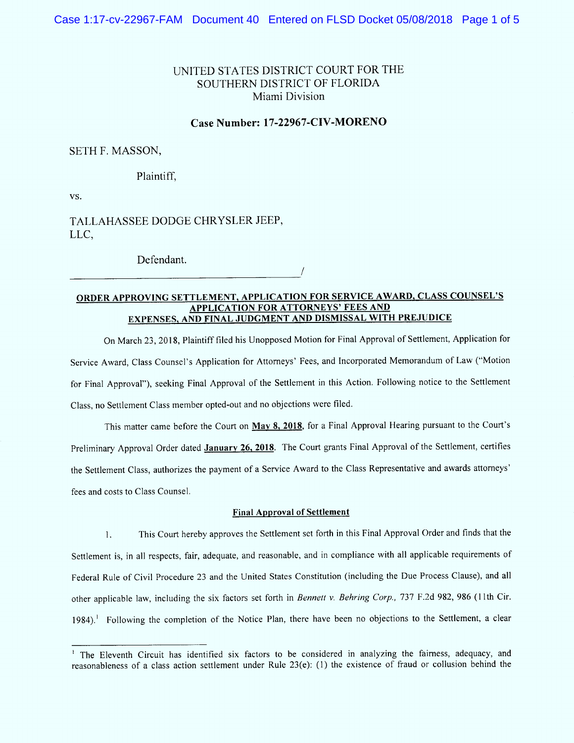UNITED STATES DISTRICT COURT FOR THE
SOUTHERN DISTRICT OF FLORIDA
Miami Division

**Case Number: 17-22967-CIV-MORENO**

SETH F. MASSON,

Plaintiff,

vs.

TALLAHASSEE DODGE CHRYSLER JEEP, LLC,

Defendant.

_______________________________________/

**ORDER APPROVING SETTLEMENT, APPLICATION FOR SERVICE AWARD, CLASS COUNSEL'S APPLICATION FOR ATTORNEYS' FEES AND EXPENSES, AND FINAL JUDGMENT AND DISMISSAL WITH PREJUDICE**

On March 23, 2018, Plaintiff filed his Unopposed Motion for Final Approval of Settlement, Application for Service Award, Class Counsel's Application for Attorneys' Fees, and Incorporated Memorandum of Law ("Motion for Final Approval"), seeking Final Approval of the Settlement in this Action. Following notice to the Settlement Class, no Settlement Class member opted-out and no objections were filed.

This matter came before the Court on **May 8, 2018**, for a Final Approval Hearing pursuant to the Court's Preliminary Approval Order dated **January 26, 2018**. The Court grants Final Approval of the Settlement, certifies the Settlement Class, authorizes the payment of a Service Award to the Class Representative and awards attorneys' fees and costs to Class Counsel.

**Final Approval of Settlement**

1. This Court hereby approves the Settlement set forth in this Final Approval Order and finds that the Settlement is, in all respects, fair, adequate, and reasonable, and in compliance with all applicable requirements of Federal Rule of Civil Procedure 23 and the United States Constitution (including the Due Process Clause), and all other applicable law, including the six factors set forth in *Bennett v. Behring Corp.*, 737 F.2d 982, 986 (11th Cir. 1984).[1] Following the completion of the Notice Plan, there have been no objections to the Settlement, a clear

[1] The Eleventh Circuit has identified six factors to be considered in analyzing the fairness, adequacy, and reasonableness of a class action settlement under Rule 23(e): (1) the existence of fraud or collusion behind the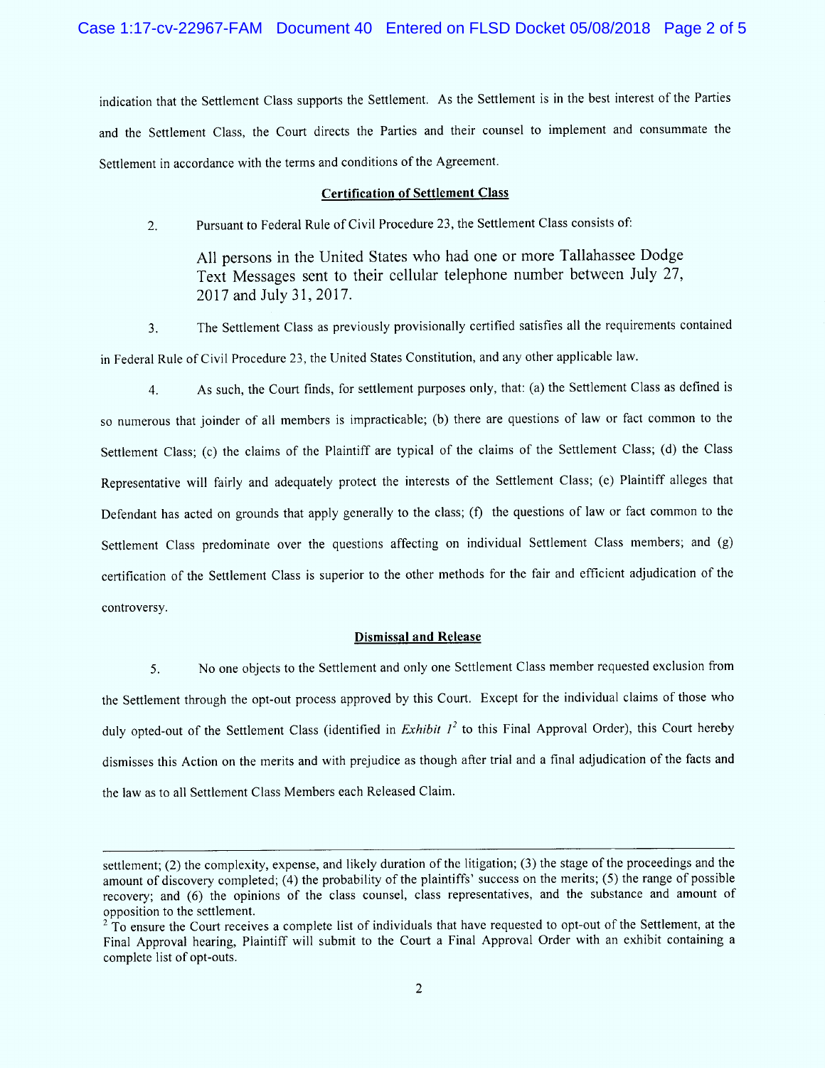indication that the Settlement Class supports the Settlement. As the Settlement is in the best interest of the Parties and the Settlement Class, the Court directs the Parties and their counsel to implement and consummate the Settlement in accordance with the terms and conditions of the Agreement.

**Certification of Settlement Class**

2. Pursuant to Federal Rule of Civil Procedure 23, the Settlement Class consists of:

> All persons in the United States who had one or more Tallahassee Dodge Text Messages sent to their cellular telephone number between July 27, 2017 and July 31, 2017.

3. The Settlement Class as previously provisionally certified satisfies all the requirements contained in Federal Rule of Civil Procedure 23, the United States Constitution, and any other applicable law.

4. As such, the Court finds, for settlement purposes only, that: (a) the Settlement Class as defined is so numerous that joinder of all members is impracticable; (b) there are questions of law or fact common to the Settlement Class; (c) the claims of the Plaintiff are typical of the claims of the Settlement Class; (d) the Class Representative will fairly and adequately protect the interests of the Settlement Class; (e) Plaintiff alleges that Defendant has acted on grounds that apply generally to the class; (f) the questions of law or fact common to the Settlement Class predominate over the questions affecting on individual Settlement Class members; and (g) certification of the Settlement Class is superior to the other methods for the fair and efficient adjudication of the controversy.

**Dismissal and Release**

5. No one objects to the Settlement and only one Settlement Class member requested exclusion from the Settlement through the opt-out process approved by this Court. Except for the individual claims of those who duly opted-out of the Settlement Class (identified in *Exhibit 1*[2] to this Final Approval Order), this Court hereby dismisses this Action on the merits and with prejudice as though after trial and a final adjudication of the facts and the law as to all Settlement Class Members each Released Claim.

---

settlement; (2) the complexity, expense, and likely duration of the litigation; (3) the stage of the proceedings and the amount of discovery completed; (4) the probability of the plaintiffs' success on the merits; (5) the range of possible recovery; and (6) the opinions of the class counsel, class representatives, and the substance and amount of opposition to the settlement.

[2] To ensure the Court receives a complete list of individuals that have requested to opt-out of the Settlement, at the Final Approval hearing, Plaintiff will submit to the Court a Final Approval Order with an exhibit containing a complete list of opt-outs.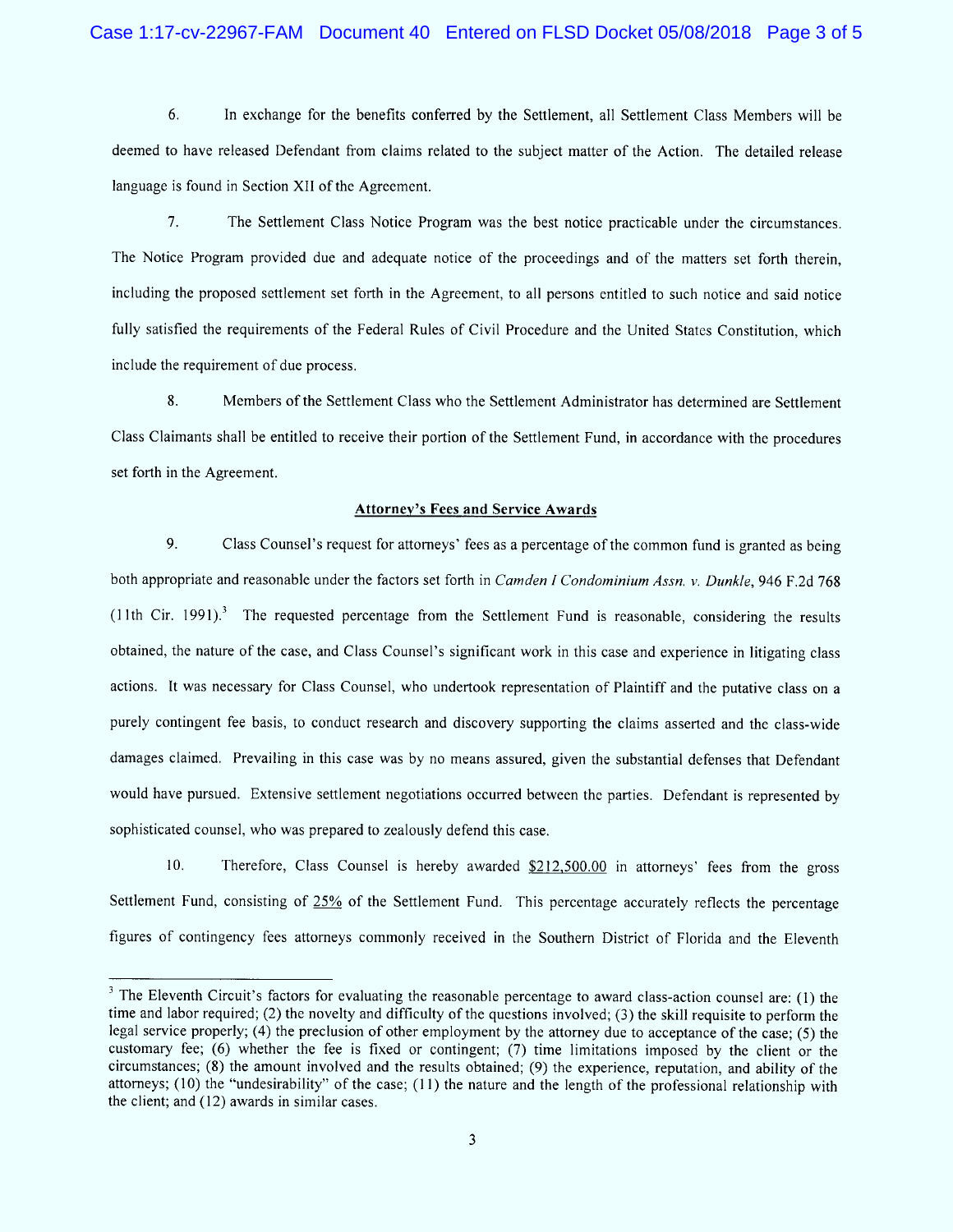6. In exchange for the benefits conferred by the Settlement, all Settlement Class Members will be deemed to have released Defendant from claims related to the subject matter of the Action. The detailed release language is found in Section XII of the Agreement.

7. The Settlement Class Notice Program was the best notice practicable under the circumstances. The Notice Program provided due and adequate notice of the proceedings and of the matters set forth therein, including the proposed settlement set forth in the Agreement, to all persons entitled to such notice and said notice fully satisfied the requirements of the Federal Rules of Civil Procedure and the United States Constitution, which include the requirement of due process.

8. Members of the Settlement Class who the Settlement Administrator has determined are Settlement Class Claimants shall be entitled to receive their portion of the Settlement Fund, in accordance with the procedures set forth in the Agreement.

**Attorney's Fees and Service Awards**

9. Class Counsel's request for attorneys' fees as a percentage of the common fund is granted as being both appropriate and reasonable under the factors set forth in *Camden I Condominium Assn. v. Dunkle*, 946 F.2d 768 (11th Cir. 1991).[3] The requested percentage from the Settlement Fund is reasonable, considering the results obtained, the nature of the case, and Class Counsel's significant work in this case and experience in litigating class actions. It was necessary for Class Counsel, who undertook representation of Plaintiff and the putative class on a purely contingent fee basis, to conduct research and discovery supporting the claims asserted and the class-wide damages claimed. Prevailing in this case was by no means assured, given the substantial defenses that Defendant would have pursued. Extensive settlement negotiations occurred between the parties. Defendant is represented by sophisticated counsel, who was prepared to zealously defend this case.

10. Therefore, Class Counsel is hereby awarded $212,500.00 in attorneys' fees from the gross Settlement Fund, consisting of 25% of the Settlement Fund. This percentage accurately reflects the percentage figures of contingency fees attorneys commonly received in the Southern District of Florida and the Eleventh

---

[3] The Eleventh Circuit's factors for evaluating the reasonable percentage to award class-action counsel are: (1) the time and labor required; (2) the novelty and difficulty of the questions involved; (3) the skill requisite to perform the legal service properly; (4) the preclusion of other employment by the attorney due to acceptance of the case; (5) the customary fee; (6) whether the fee is fixed or contingent; (7) time limitations imposed by the client or the circumstances; (8) the amount involved and the results obtained; (9) the experience, reputation, and ability of the attorneys; (10) the "undesirability" of the case; (11) the nature and the length of the professional relationship with the client; and (12) awards in similar cases.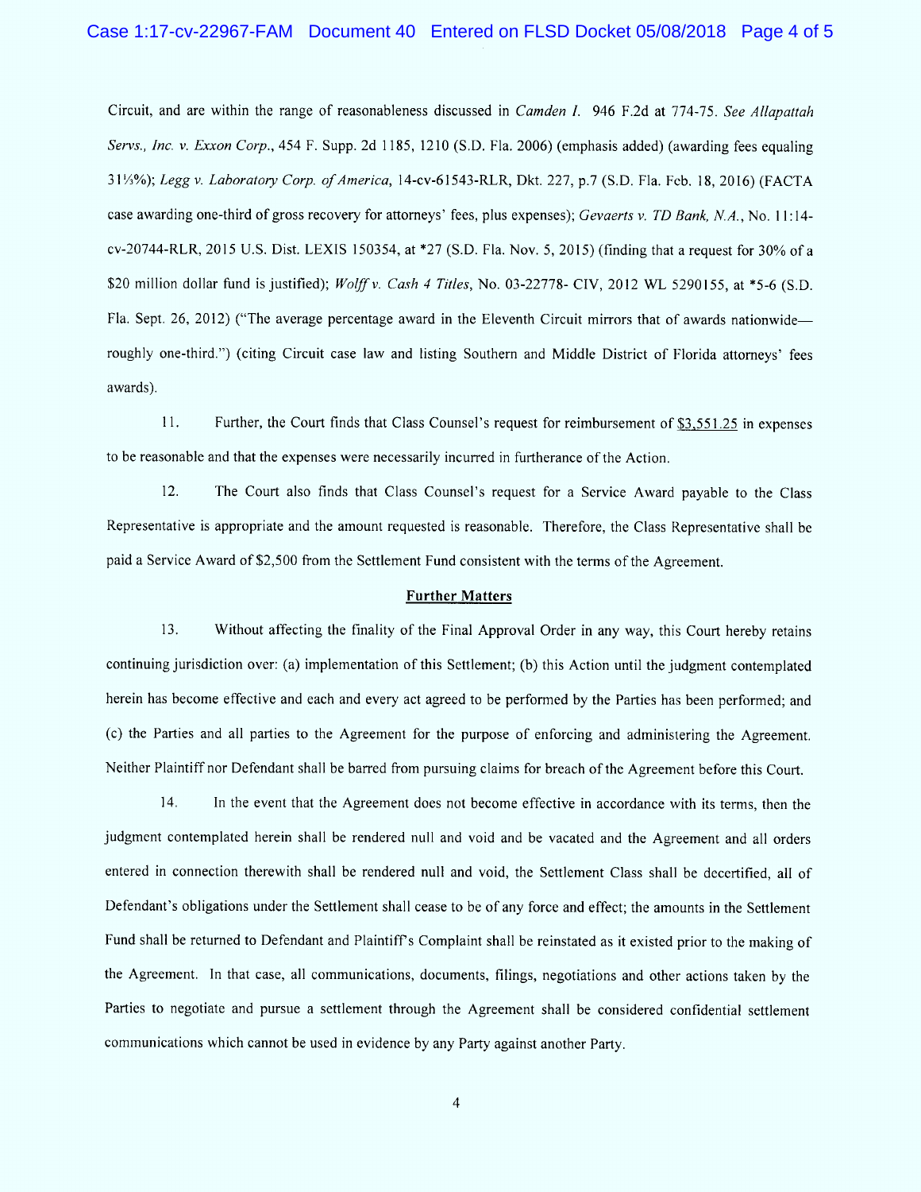Circuit, and are within the range of reasonableness discussed in *Camden I.* 946 F.2d at 774-75. *See Allapattah Servs., Inc. v. Exxon Corp.*, 454 F. Supp. 2d 1185, 1210 (S.D. Fla. 2006) (emphasis added) (awarding fees equaling 31⅓%); *Legg v. Laboratory Corp. of America*, 14-cv-61543-RLR, Dkt. 227, p.7 (S.D. Fla. Feb. 18, 2016) (FACTA case awarding one-third of gross recovery for attorneys' fees, plus expenses); *Gevaerts v. TD Bank, N.A.*, No. 11:14-cv-20744-RLR, 2015 U.S. Dist. LEXIS 150354, at *27 (S.D. Fla. Nov. 5, 2015) (finding that a request for 30% of a $20 million dollar fund is justified); *Wolff v. Cash 4 Titles*, No. 03-22778- CIV, 2012 WL 5290155, at *5-6 (S.D. Fla. Sept. 26, 2012) ("The average percentage award in the Eleventh Circuit mirrors that of awards nationwide—roughly one-third.") (citing Circuit case law and listing Southern and Middle District of Florida attorneys' fees awards).

11. Further, the Court finds that Class Counsel's request for reimbursement of $3,551.25 in expenses to be reasonable and that the expenses were necessarily incurred in furtherance of the Action.

12. The Court also finds that Class Counsel's request for a Service Award payable to the Class Representative is appropriate and the amount requested is reasonable. Therefore, the Class Representative shall be paid a Service Award of $2,500 from the Settlement Fund consistent with the terms of the Agreement.

**Further Matters**

13. Without affecting the finality of the Final Approval Order in any way, this Court hereby retains continuing jurisdiction over: (a) implementation of this Settlement; (b) this Action until the judgment contemplated herein has become effective and each and every act agreed to be performed by the Parties has been performed; and (c) the Parties and all parties to the Agreement for the purpose of enforcing and administering the Agreement. Neither Plaintiff nor Defendant shall be barred from pursuing claims for breach of the Agreement before this Court.

14. In the event that the Agreement does not become effective in accordance with its terms, then the judgment contemplated herein shall be rendered null and void and be vacated and the Agreement and all orders entered in connection therewith shall be rendered null and void, the Settlement Class shall be decertified, all of Defendant's obligations under the Settlement shall cease to be of any force and effect; the amounts in the Settlement Fund shall be returned to Defendant and Plaintiff's Complaint shall be reinstated as it existed prior to the making of the Agreement. In that case, all communications, documents, filings, negotiations and other actions taken by the Parties to negotiate and pursue a settlement through the Agreement shall be considered confidential settlement communications which cannot be used in evidence by any Party against another Party.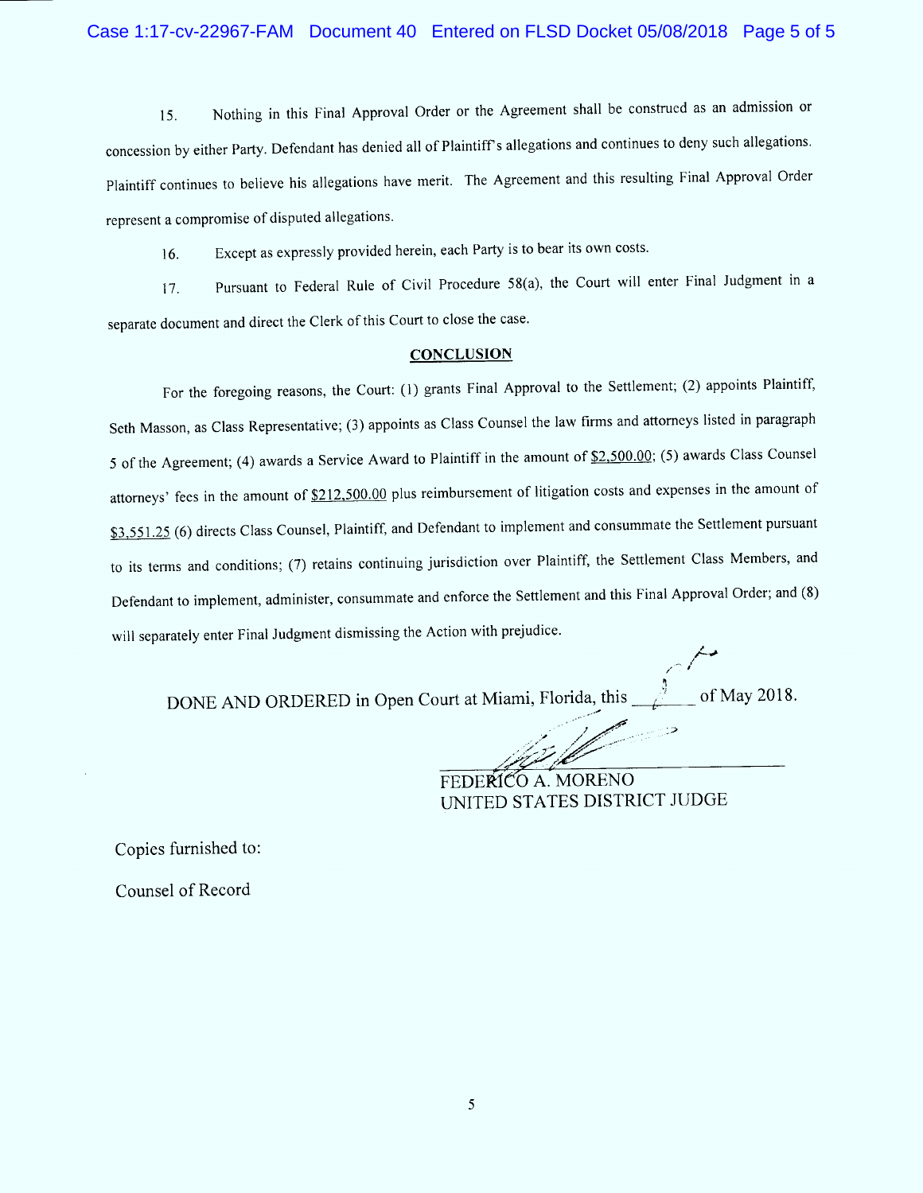15. Nothing in this Final Approval Order or the Agreement shall be construed as an admission or concession by either Party. Defendant has denied all of Plaintiff's allegations and continues to deny such allegations. Plaintiff continues to believe his allegations have merit. The Agreement and this resulting Final Approval Order represent a compromise of disputed allegations.

16. Except as expressly provided herein, each Party is to bear its own costs.

17. Pursuant to Federal Rule of Civil Procedure 58(a), the Court will enter Final Judgment in a separate document and direct the Clerk of this Court to close the case.

## CONCLUSION

For the foregoing reasons, the Court: (1) grants Final Approval to the Settlement; (2) appoints Plaintiff, Seth Masson, as Class Representative; (3) appoints as Class Counsel the law firms and attorneys listed in paragraph 5 of the Agreement; (4) awards a Service Award to Plaintiff in the amount of $2,500.00; (5) awards Class Counsel attorneys' fees in the amount of $212,500.00 plus reimbursement of litigation costs and expenses in the amount of $3,551.25 (6) directs Class Counsel, Plaintiff, and Defendant to implement and consummate the Settlement pursuant to its terms and conditions; (7) retains continuing jurisdiction over Plaintiff, the Settlement Class Members, and Defendant to implement, administer, consummate and enforce the Settlement and this Final Approval Order; and (8) will separately enter Final Judgment dismissing the Action with prejudice.

DONE AND ORDERED in Open Court at Miami, Florida, this ___ of May 2018.

FEDERICO A. MORENO
UNITED STATES DISTRICT JUDGE

Copies furnished to:

Counsel of Record